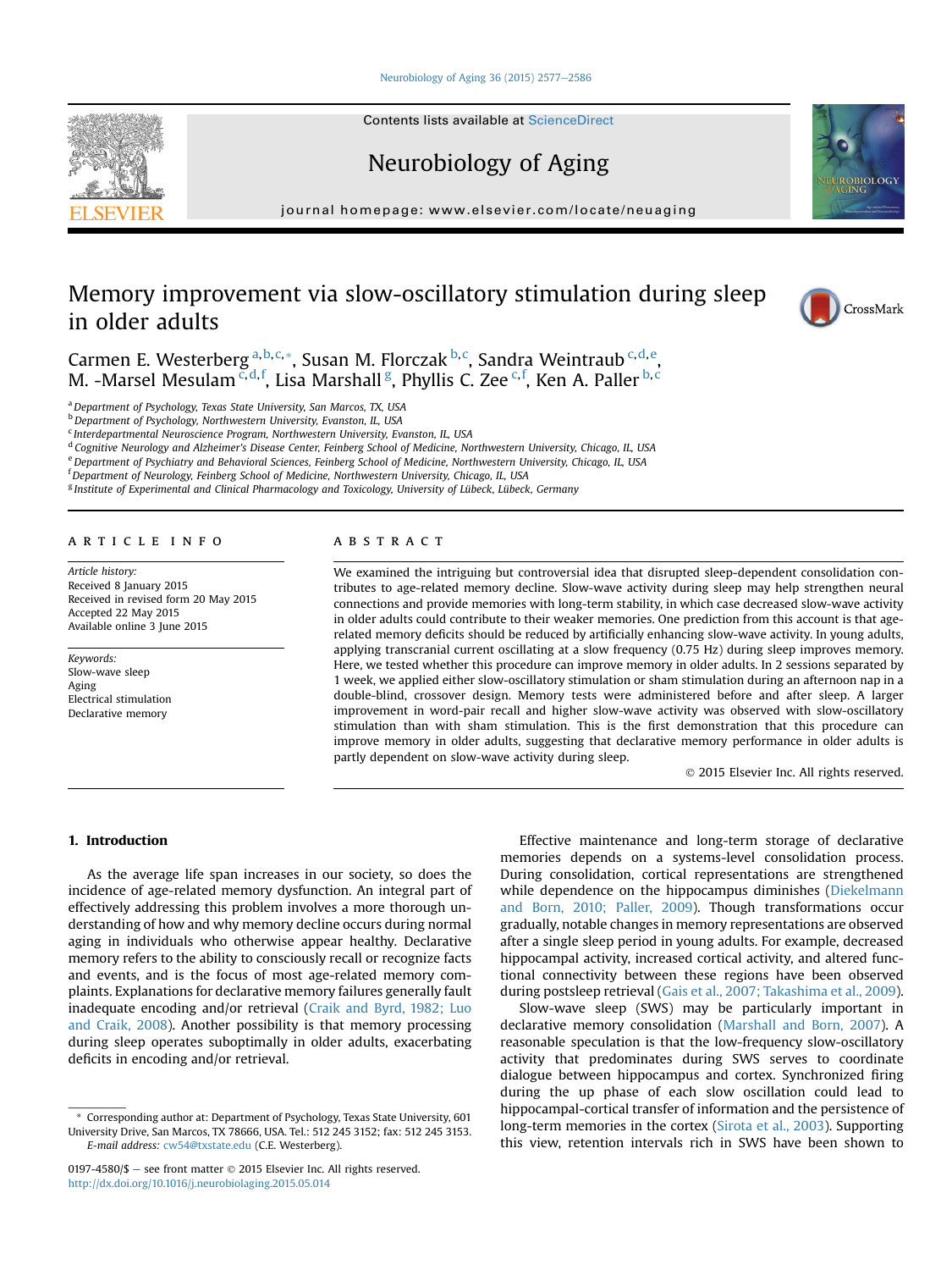# Memory improvement via slow-oscillatory stimulation during sleep in older adults

Carmen E. Westerberg [a,b,c,*], Susan M. Florczak [b,c], Sandra Weintraub [c,d,e], M. -Marsel Mesulam [c,d,f], Lisa Marshall [g], Phyllis C. Zee [c,f], Ken A. Paller [b,c]

[a] Department of Psychology, Texas State University, San Marcos, TX, USA
[b] Department of Psychology, Northwestern University, Evanston, IL, USA
[c] Interdepartmental Neuroscience Program, Northwestern University, Evanston, IL, USA
[d] Cognitive Neurology and Alzheimer's Disease Center, Feinberg School of Medicine, Northwestern University, Chicago, IL, USA
[e] Department of Psychiatry and Behavioral Sciences, Feinberg School of Medicine, Northwestern University, Chicago, IL, USA
[f] Department of Neurology, Feinberg School of Medicine, Northwestern University, Chicago, IL, USA
[g] Institute of Experimental and Clinical Pharmacology and Toxicology, University of Lübeck, Lübeck, Germany

## ARTICLE INFO

*Article history:*
Received 8 January 2015
Received in revised form 20 May 2015
Accepted 22 May 2015
Available online 3 June 2015

*Keywords:*
Slow-wave sleep
Aging
Electrical stimulation
Declarative memory

## ABSTRACT

We examined the intriguing but controversial idea that disrupted sleep-dependent consolidation contributes to age-related memory decline. Slow-wave activity during sleep may help strengthen neural connections and provide memories with long-term stability, in which case decreased slow-wave activity in older adults could contribute to their weaker memories. One prediction from this account is that age-related memory deficits should be reduced by artificially enhancing slow-wave activity. In young adults, applying transcranial current oscillating at a slow frequency (0.75 Hz) during sleep improves memory. Here, we tested whether this procedure can improve memory in older adults. In 2 sessions separated by 1 week, we applied either slow-oscillatory stimulation or sham stimulation during an afternoon nap in a double-blind, crossover design. Memory tests were administered before and after sleep. A larger improvement in word-pair recall and higher slow-wave activity was observed with slow-oscillatory stimulation than with sham stimulation. This is the first demonstration that this procedure can improve memory in older adults, suggesting that declarative memory performance in older adults is partly dependent on slow-wave activity during sleep.

© 2015 Elsevier Inc. All rights reserved.

## 1. Introduction

As the average life span increases in our society, so does the incidence of age-related memory dysfunction. An integral part of effectively addressing this problem involves a more thorough understanding of how and why memory decline occurs during normal aging in individuals who otherwise appear healthy. Declarative memory refers to the ability to consciously recall or recognize facts and events, and is the focus of most age-related memory complaints. Explanations for declarative memory failures generally fault inadequate encoding and/or retrieval (Craik and Byrd, 1982; Luo and Craik, 2008). Another possibility is that memory processing during sleep operates suboptimally in older adults, exacerbating deficits in encoding and/or retrieval.

Effective maintenance and long-term storage of declarative memories depends on a systems-level consolidation process. During consolidation, cortical representations are strengthened while dependence on the hippocampus diminishes (Diekelmann and Born, 2010; Paller, 2009). Though transformations occur gradually, notable changes in memory representations are observed after a single sleep period in young adults. For example, decreased hippocampal activity, increased cortical activity, and altered functional connectivity between these regions have been observed during postsleep retrieval (Gais et al., 2007; Takashima et al., 2009).

Slow-wave sleep (SWS) may be particularly important in declarative memory consolidation (Marshall and Born, 2007). A reasonable speculation is that the low-frequency slow-oscillatory activity that predominates during SWS serves to coordinate dialogue between hippocampus and cortex. Synchronized firing during the up phase of each slow oscillation could lead to hippocampal-cortical transfer of information and the persistence of long-term memories in the cortex (Sirota et al., 2003). Supporting this view, retention intervals rich in SWS have been shown to

\* Corresponding author at: Department of Psychology, Texas State University, 601 University Drive, San Marcos, TX 78666, USA. Tel.: 512 245 3152; fax: 512 245 3153.
*E-mail address:* cw54@txstate.edu (C.E. Westerberg).

0197-4580/$ – see front matter © 2015 Elsevier Inc. All rights reserved.
http://dx.doi.org/10.1016/j.neurobiolaging.2015.05.014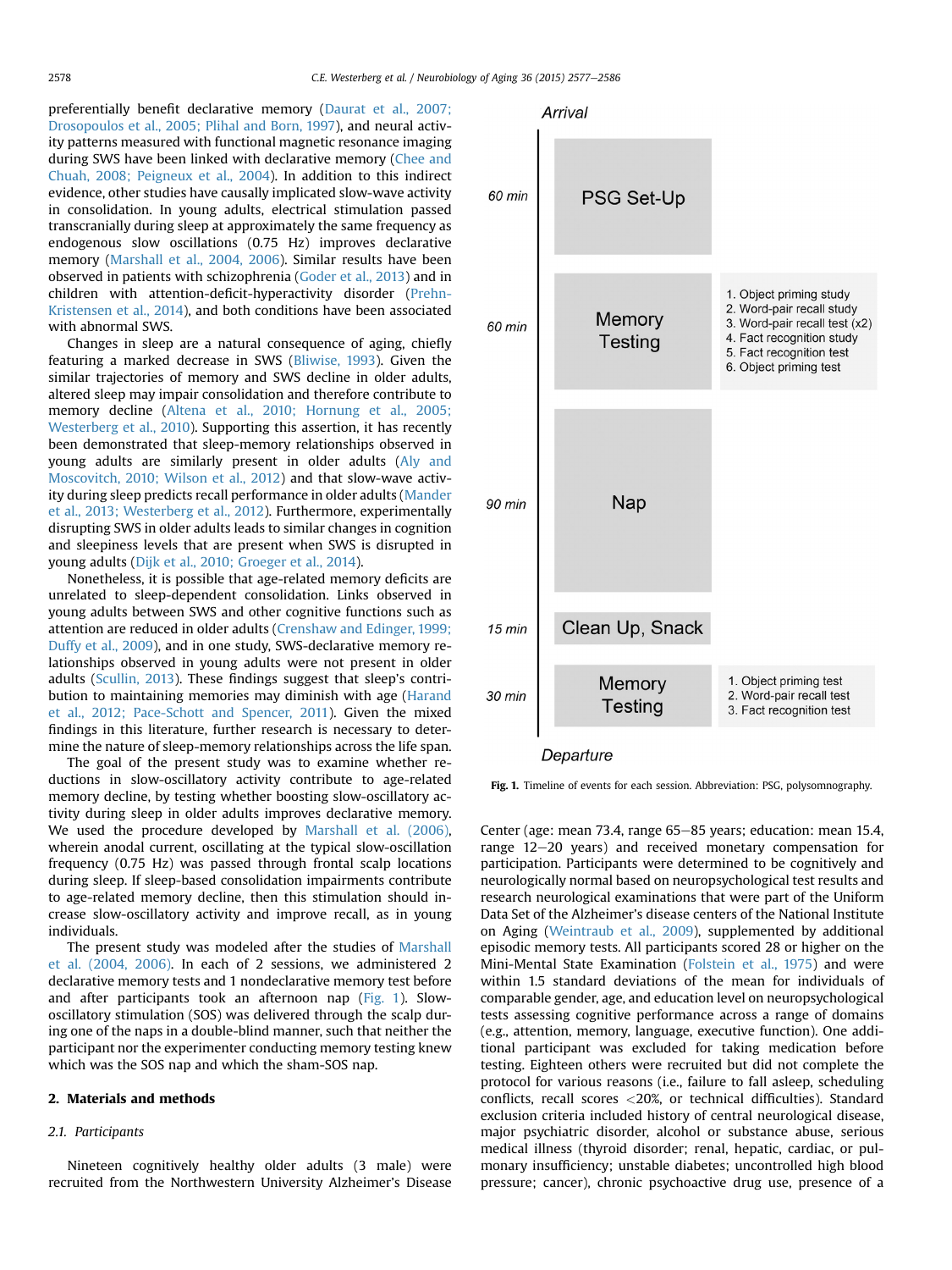preferentially benefit declarative memory (Daurat et al., 2007; Drosopoulos et al., 2005; Plihal and Born, 1997), and neural activity patterns measured with functional magnetic resonance imaging during SWS have been linked with declarative memory (Chee and Chuah, 2008; Peigneux et al., 2004). In addition to this indirect evidence, other studies have causally implicated slow-wave activity in consolidation. In young adults, electrical stimulation passed transcranially during sleep at approximately the same frequency as endogenous slow oscillations (0.75 Hz) improves declarative memory (Marshall et al., 2004, 2006). Similar results have been observed in patients with schizophrenia (Goder et al., 2013) and in children with attention-deficit-hyperactivity disorder (Prehn-Kristensen et al., 2014), and both conditions have been associated with abnormal SWS.

Changes in sleep are a natural consequence of aging, chiefly featuring a marked decrease in SWS (Bliwise, 1993). Given the similar trajectories of memory and SWS decline in older adults, altered sleep may impair consolidation and therefore contribute to memory decline (Altena et al., 2010; Hornung et al., 2005; Westerberg et al., 2010). Supporting this assertion, it has recently been demonstrated that sleep-memory relationships observed in young adults are similarly present in older adults (Aly and Moscovitch, 2010; Wilson et al., 2012) and that slow-wave activity during sleep predicts recall performance in older adults (Mander et al., 2013; Westerberg et al., 2012). Furthermore, experimentally disrupting SWS in older adults leads to similar changes in cognition and sleepiness levels that are present when SWS is disrupted in young adults (Dijk et al., 2010; Groeger et al., 2014).

Nonetheless, it is possible that age-related memory deficits are unrelated to sleep-dependent consolidation. Links observed in young adults between SWS and other cognitive functions such as attention are reduced in older adults (Crenshaw and Edinger, 1999; Duffy et al., 2009), and in one study, SWS-declarative memory relationships observed in young adults were not present in older adults (Scullin, 2013). These findings suggest that sleep's contribution to maintaining memories may diminish with age (Harand et al., 2012; Pace-Schott and Spencer, 2011). Given the mixed findings in this literature, further research is necessary to determine the nature of sleep-memory relationships across the life span.

The goal of the present study was to examine whether reductions in slow-oscillatory activity contribute to age-related memory decline, by testing whether boosting slow-oscillatory activity during sleep in older adults improves declarative memory. We used the procedure developed by Marshall et al. (2006), wherein anodal current, oscillating at the typical slow-oscillation frequency (0.75 Hz) was passed through frontal scalp locations during sleep. If sleep-based consolidation impairments contribute to age-related memory decline, then this stimulation should increase slow-oscillatory activity and improve recall, as in young individuals.

The present study was modeled after the studies of Marshall et al. (2004, 2006). In each of 2 sessions, we administered 2 declarative memory tests and 1 nondeclarative memory test before and after participants took an afternoon nap (Fig. 1). Slow-oscillatory stimulation (SOS) was delivered through the scalp during one of the naps in a double-blind manner, such that neither the participant nor the experimenter conducting memory testing knew which was the SOS nap and which the sham-SOS nap.

## 2. Materials and methods

### 2.1. Participants

Nineteen cognitively healthy older adults (3 male) were recruited from the Northwestern University Alzheimer's Disease Center (age: mean 73.4, range 65–85 years; education: mean 15.4, range 12–20 years) and received monetary compensation for participation. Participants were determined to be cognitively and neurologically normal based on neuropsychological test results and research neurological examinations that were part of the Uniform Data Set of the Alzheimer's disease centers of the National Institute on Aging (Weintraub et al., 2009), supplemented by additional episodic memory tests. All participants scored 28 or higher on the Mini-Mental State Examination (Folstein et al., 1975) and were within 1.5 standard deviations of the mean for individuals of comparable gender, age, and education level on neuropsychological tests assessing cognitive performance across a range of domains (e.g., attention, memory, language, executive function). One additional participant was excluded for taking medication before testing. Eighteen others were recruited but did not complete the protocol for various reasons (i.e., failure to fall asleep, scheduling conflicts, recall scores <20%, or technical difficulties). Standard exclusion criteria included history of central neurological disease, major psychiatric disorder, alcohol or substance abuse, serious medical illness (thyroid disorder; renal, hepatic, cardiac, or pulmonary insufficiency; unstable diabetes; uncontrolled high blood pressure; cancer), chronic psychoactive drug use, presence of a

| Duration | Event | Details |
|---|---|---|
| | Arrival | |
| 60 min | PSG Set-Up | |
| 60 min | Memory Testing | 1. Object priming study<br>2. Word-pair recall study<br>3. Word-pair recall test (x2)<br>4. Fact recognition study<br>5. Fact recognition test<br>6. Object priming test |
| 90 min | Nap | |
| 15 min | Clean Up, Snack | |
| 30 min | Memory Testing | 1. Object priming test<br>2. Word-pair recall test<br>3. Fact recognition test |
| | Departure | |

**Fig. 1.** Timeline of events for each session. Abbreviation: PSG, polysomnography.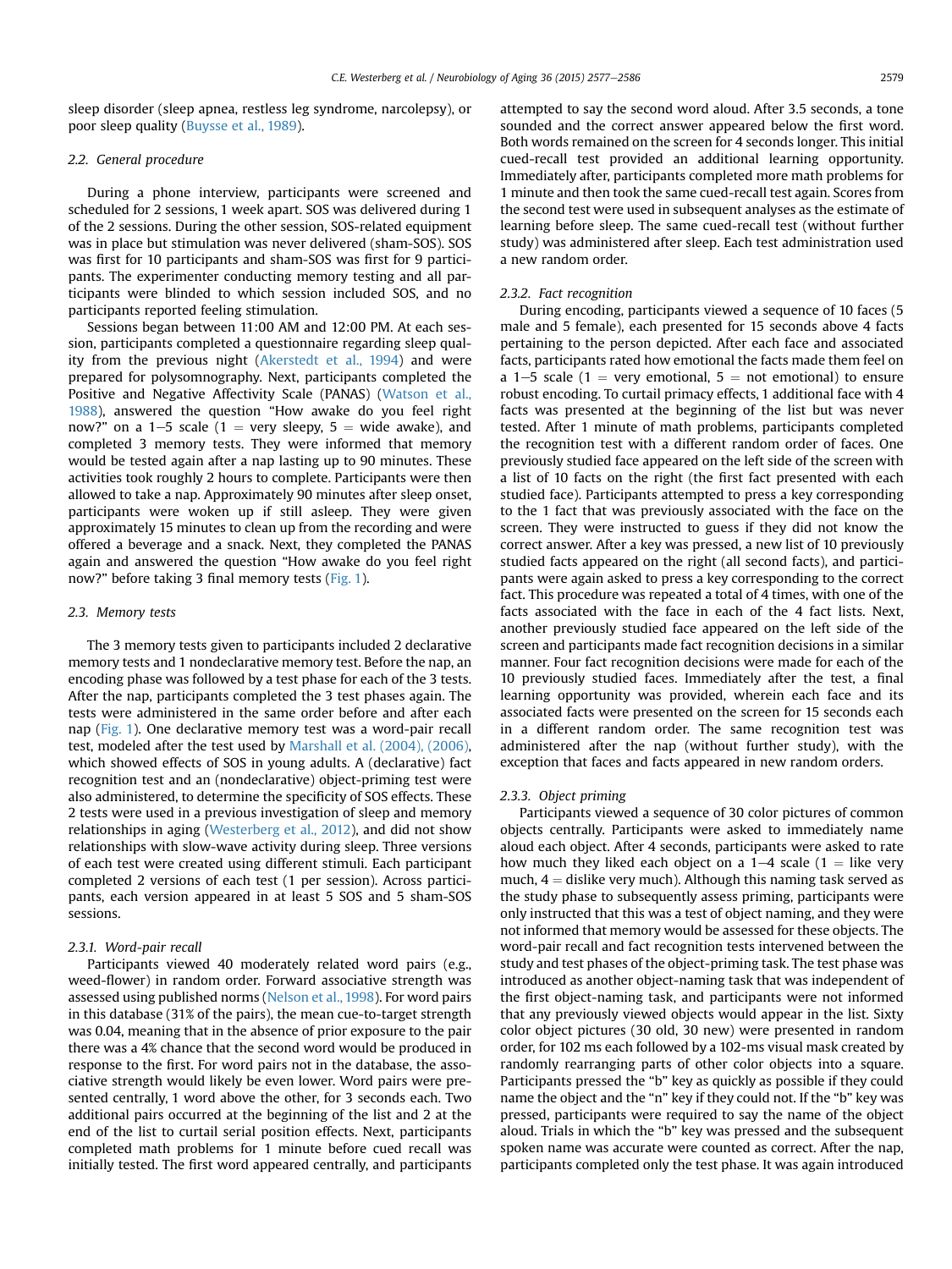sleep disorder (sleep apnea, restless leg syndrome, narcolepsy), or poor sleep quality (Buysse et al., 1989).

### 2.2. General procedure

During a phone interview, participants were screened and scheduled for 2 sessions, 1 week apart. SOS was delivered during 1 of the 2 sessions. During the other session, SOS-related equipment was in place but stimulation was never delivered (sham-SOS). SOS was first for 10 participants and sham-SOS was first for 9 participants. The experimenter conducting memory testing and all participants were blinded to which session included SOS, and no participants reported feeling stimulation.

Sessions began between 11:00 AM and 12:00 PM. At each session, participants completed a questionnaire regarding sleep quality from the previous night (Akerstedt et al., 1994) and were prepared for polysomnography. Next, participants completed the Positive and Negative Affectivity Scale (PANAS) (Watson et al., 1988), answered the question "How awake do you feel right now?" on a 1–5 scale (1 = very sleepy, 5 = wide awake), and completed 3 memory tests. They were informed that memory would be tested again after a nap lasting up to 90 minutes. These activities took roughly 2 hours to complete. Participants were then allowed to take a nap. Approximately 90 minutes after sleep onset, participants were woken up if still asleep. They were given approximately 15 minutes to clean up from the recording and were offered a beverage and a snack. Next, they completed the PANAS again and answered the question "How awake do you feel right now?" before taking 3 final memory tests (Fig. 1).

### 2.3. Memory tests

The 3 memory tests given to participants included 2 declarative memory tests and 1 nondeclarative memory test. Before the nap, an encoding phase was followed by a test phase for each of the 3 tests. After the nap, participants completed the 3 test phases again. The tests were administered in the same order before and after each nap (Fig. 1). One declarative memory test was a word-pair recall test, modeled after the test used by Marshall et al. (2004), (2006), which showed effects of SOS in young adults. A (declarative) fact recognition test and an (nondeclarative) object-priming test were also administered, to determine the specificity of SOS effects. These 2 tests were used in a previous investigation of sleep and memory relationships in aging (Westerberg et al., 2012), and did not show relationships with slow-wave activity during sleep. Three versions of each test were created using different stimuli. Each participant completed 2 versions of each test (1 per session). Across participants, each version appeared in at least 5 SOS and 5 sham-SOS sessions.

#### 2.3.1. Word-pair recall

Participants viewed 40 moderately related word pairs (e.g., weed-flower) in random order. Forward associative strength was assessed using published norms (Nelson et al., 1998). For word pairs in this database (31% of the pairs), the mean cue-to-target strength was 0.04, meaning that in the absence of prior exposure to the pair there was a 4% chance that the second word would be produced in response to the first. For word pairs not in the database, the associative strength would likely be even lower. Word pairs were presented centrally, 1 word above the other, for 3 seconds each. Two additional pairs occurred at the beginning of the list and 2 at the end of the list to curtail serial position effects. Next, participants completed math problems for 1 minute before cued recall was initially tested. The first word appeared centrally, and participants attempted to say the second word aloud. After 3.5 seconds, a tone sounded and the correct answer appeared below the first word. Both words remained on the screen for 4 seconds longer. This initial cued-recall test provided an additional learning opportunity. Immediately after, participants completed more math problems for 1 minute and then took the same cued-recall test again. Scores from the second test were used in subsequent analyses as the estimate of learning before sleep. The same cued-recall test (without further study) was administered after sleep. Each test administration used a new random order.

#### 2.3.2. Fact recognition

During encoding, participants viewed a sequence of 10 faces (5 male and 5 female), each presented for 15 seconds above 4 facts pertaining to the person depicted. After each face and associated facts, participants rated how emotional the facts made them feel on a 1–5 scale (1 = very emotional, 5 = not emotional) to ensure robust encoding. To curtail primacy effects, 1 additional face with 4 facts was presented at the beginning of the list but was never tested. After 1 minute of math problems, participants completed the recognition test with a different random order of faces. One previously studied face appeared on the left side of the screen with a list of 10 facts on the right (the first fact presented with each studied face). Participants attempted to press a key corresponding to the 1 fact that was previously associated with the face on the screen. They were instructed to guess if they did not know the correct answer. After a key was pressed, a new list of 10 previously studied facts appeared on the right (all second facts), and participants were again asked to press a key corresponding to the correct fact. This procedure was repeated a total of 4 times, with one of the facts associated with the face in each of the 4 fact lists. Next, another previously studied face appeared on the left side of the screen and participants made fact recognition decisions in a similar manner. Four fact recognition decisions were made for each of the 10 previously studied faces. Immediately after the test, a final learning opportunity was provided, wherein each face and its associated facts were presented on the screen for 15 seconds each in a different random order. The same recognition test was administered after the nap (without further study), with the exception that faces and facts appeared in new random orders.

#### 2.3.3. Object priming

Participants viewed a sequence of 30 color pictures of common objects centrally. Participants were asked to immediately name aloud each object. After 4 seconds, participants were asked to rate how much they liked each object on a 1–4 scale (1 = like very much, 4 = dislike very much). Although this naming task served as the study phase to subsequently assess priming, participants were only instructed that this was a test of object naming, and they were not informed that memory would be assessed for these objects. The word-pair recall and fact recognition tests intervened between the study and test phases of the object-priming task. The test phase was introduced as another object-naming task that was independent of the first object-naming task, and participants were not informed that any previously viewed objects would appear in the list. Sixty color object pictures (30 old, 30 new) were presented in random order, for 102 ms each followed by a 102-ms visual mask created by randomly rearranging parts of other color objects into a square. Participants pressed the "b" key as quickly as possible if they could name the object and the "n" key if they could not. If the "b" key was pressed, participants were required to say the name of the object aloud. Trials in which the "b" key was pressed and the subsequent spoken name was accurate were counted as correct. After the nap, participants completed only the test phase. It was again introduced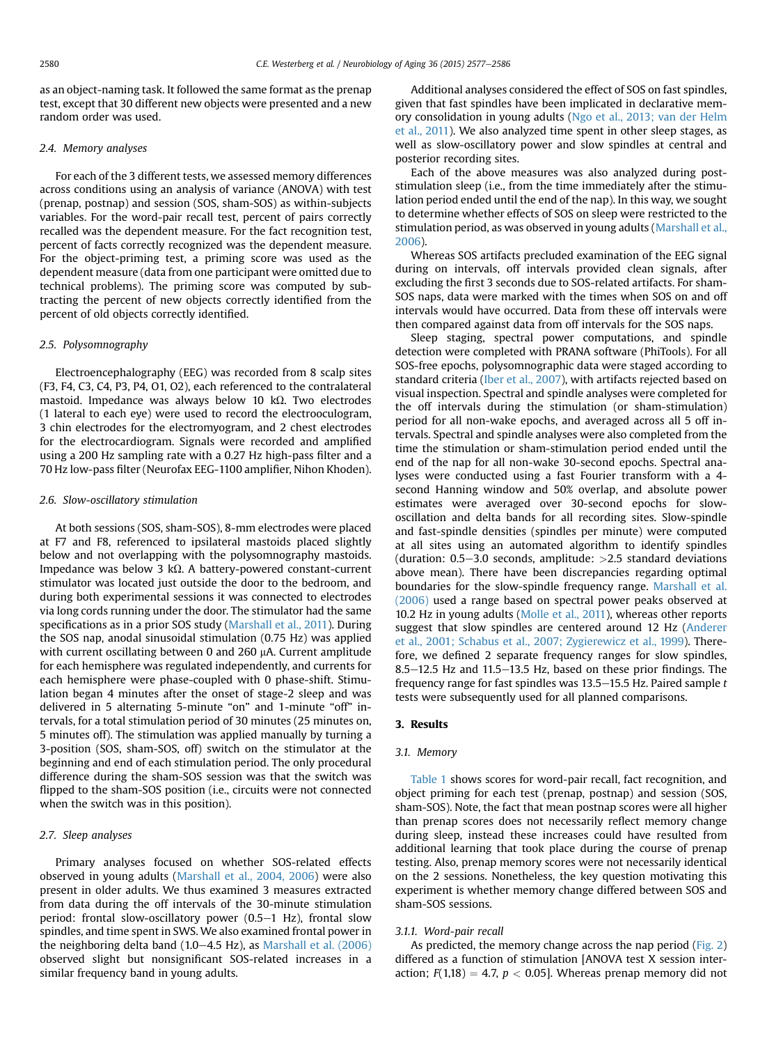as an object-naming task. It followed the same format as the prenap test, except that 30 different new objects were presented and a new random order was used.

### 2.4. Memory analyses

For each of the 3 different tests, we assessed memory differences across conditions using an analysis of variance (ANOVA) with test (prenap, postnap) and session (SOS, sham-SOS) as within-subjects variables. For the word-pair recall test, percent of pairs correctly recalled was the dependent measure. For the fact recognition test, percent of facts correctly recognized was the dependent measure. For the object-priming test, a priming score was used as the dependent measure (data from one participant were omitted due to technical problems). The priming score was computed by subtracting the percent of new objects correctly identified from the percent of old objects correctly identified.

### 2.5. Polysomnography

Electroencephalography (EEG) was recorded from 8 scalp sites (F3, F4, C3, C4, P3, P4, O1, O2), each referenced to the contralateral mastoid. Impedance was always below 10 kΩ. Two electrodes (1 lateral to each eye) were used to record the electrooculogram, 3 chin electrodes for the electromyogram, and 2 chest electrodes for the electrocardiogram. Signals were recorded and amplified using a 200 Hz sampling rate with a 0.27 Hz high-pass filter and a 70 Hz low-pass filter (Neurofax EEG-1100 amplifier, Nihon Khoden).

### 2.6. Slow-oscillatory stimulation

At both sessions (SOS, sham-SOS), 8-mm electrodes were placed at F7 and F8, referenced to ipsilateral mastoids placed slightly below and not overlapping with the polysomnography mastoids. Impedance was below 3 kΩ. A battery-powered constant-current stimulator was located just outside the door to the bedroom, and during both experimental sessions it was connected to electrodes via long cords running under the door. The stimulator had the same specifications as in a prior SOS study (Marshall et al., 2011). During the SOS nap, anodal sinusoidal stimulation (0.75 Hz) was applied with current oscillating between 0 and 260 μA. Current amplitude for each hemisphere was regulated independently, and currents for each hemisphere were phase-coupled with 0 phase-shift. Stimulation began 4 minutes after the onset of stage-2 sleep and was delivered in 5 alternating 5-minute "on" and 1-minute "off" intervals, for a total stimulation period of 30 minutes (25 minutes on, 5 minutes off). The stimulation was applied manually by turning a 3-position (SOS, sham-SOS, off) switch on the stimulator at the beginning and end of each stimulation period. The only procedural difference during the sham-SOS session was that the switch was flipped to the sham-SOS position (i.e., circuits were not connected when the switch was in this position).

### 2.7. Sleep analyses

Primary analyses focused on whether SOS-related effects observed in young adults (Marshall et al., 2004, 2006) were also present in older adults. We thus examined 3 measures extracted from data during the off intervals of the 30-minute stimulation period: frontal slow-oscillatory power (0.5–1 Hz), frontal slow spindles, and time spent in SWS. We also examined frontal power in the neighboring delta band (1.0–4.5 Hz), as Marshall et al. (2006) observed slight but nonsignificant SOS-related increases in a similar frequency band in young adults.

Additional analyses considered the effect of SOS on fast spindles, given that fast spindles have been implicated in declarative memory consolidation in young adults (Ngo et al., 2013; van der Helm et al., 2011). We also analyzed time spent in other sleep stages, as well as slow-oscillatory power and slow spindles at central and posterior recording sites.

Each of the above measures was also analyzed during post-stimulation sleep (i.e., from the time immediately after the stimulation period ended until the end of the nap). In this way, we sought to determine whether effects of SOS on sleep were restricted to the stimulation period, as was observed in young adults (Marshall et al., 2006).

Whereas SOS artifacts precluded examination of the EEG signal during on intervals, off intervals provided clean signals, after excluding the first 3 seconds due to SOS-related artifacts. For sham-SOS naps, data were marked with the times when SOS on and off intervals would have occurred. Data from these off intervals were then compared against data from off intervals for the SOS naps.

Sleep staging, spectral power computations, and spindle detection were completed with PRANA software (PhiTools). For all SOS-free epochs, polysomnographic data were staged according to standard criteria (Iber et al., 2007), with artifacts rejected based on visual inspection. Spectral and spindle analyses were completed for the off intervals during the stimulation (or sham-stimulation) period for all non-wake epochs, and averaged across all 5 off intervals. Spectral and spindle analyses were also completed from the time the stimulation or sham-stimulation period ended until the end of the nap for all non-wake 30-second epochs. Spectral analyses were conducted using a fast Fourier transform with a 4-second Hanning window and 50% overlap, and absolute power estimates were averaged over 30-second epochs for slow-oscillation and delta bands for all recording sites. Slow-spindle and fast-spindle densities (spindles per minute) were computed at all sites using an automated algorithm to identify spindles (duration: 0.5–3.0 seconds, amplitude: >2.5 standard deviations above mean). There have been discrepancies regarding optimal boundaries for the slow-spindle frequency range. Marshall et al. (2006) used a range based on spectral power peaks observed at 10.2 Hz in young adults (Molle et al., 2011), whereas other reports suggest that slow spindles are centered around 12 Hz (Anderer et al., 2001; Schabus et al., 2007; Zygierewicz et al., 1999). Therefore, we defined 2 separate frequency ranges for slow spindles, 8.5–12.5 Hz and 11.5–13.5 Hz, based on these prior findings. The frequency range for fast spindles was 13.5–15.5 Hz. Paired sample *t* tests were subsequently used for all planned comparisons.

## 3. Results

### 3.1. Memory

Table 1 shows scores for word-pair recall, fact recognition, and object priming for each test (prenap, postnap) and session (SOS, sham-SOS). Note, the fact that mean postnap scores were all higher than prenap scores does not necessarily reflect memory change during sleep, instead these increases could have resulted from additional learning that took place during the course of prenap testing. Also, prenap memory scores were not necessarily identical on the 2 sessions. Nonetheless, the key question motivating this experiment is whether memory change differed between SOS and sham-SOS sessions.

#### 3.1.1. Word-pair recall

As predicted, the memory change across the nap period (Fig. 2) differed as a function of stimulation [ANOVA test X session interaction; $F(1,18) = 4.7$, $p < 0.05$]. Whereas prenap memory did not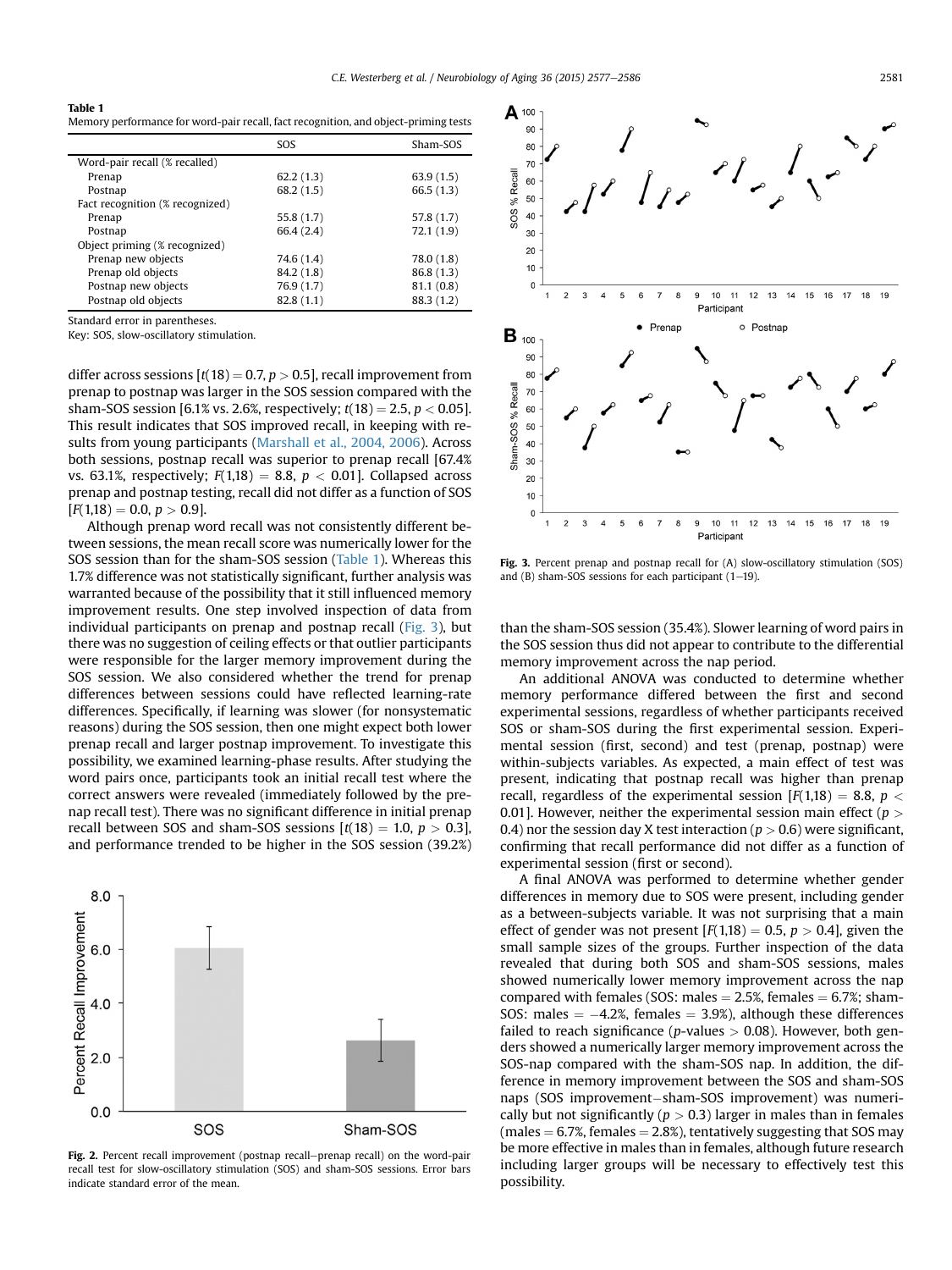**Table 1**
Memory performance for word-pair recall, fact recognition, and object-priming tests

| | SOS | Sham-SOS |
|---|---|---|
| Word-pair recall (% recalled) | | |
| Prenap | 62.2 (1.3) | 63.9 (1.5) |
| Postnap | 68.2 (1.5) | 66.5 (1.3) |
| Fact recognition (% recognized) | | |
| Prenap | 55.8 (1.7) | 57.8 (1.7) |
| Postnap | 66.4 (2.4) | 72.1 (1.9) |
| Object priming (% recognized) | | |
| Prenap new objects | 74.6 (1.4) | 78.0 (1.8) |
| Prenap old objects | 84.2 (1.8) | 86.8 (1.3) |
| Postnap new objects | 76.9 (1.7) | 81.1 (0.8) |
| Postnap old objects | 82.8 (1.1) | 88.3 (1.2) |

Standard error in parentheses.
Key: SOS, slow-oscillatory stimulation.

differ across sessions [$t(18) = 0.7$, $p > 0.5$], recall improvement from prenap to postnap was larger in the SOS session compared with the sham-SOS session [6.1% vs. 2.6%, respectively; $t(18) = 2.5$, $p < 0.05$]. This result indicates that SOS improved recall, in keeping with results from young participants (Marshall et al., 2004, 2006). Across both sessions, postnap recall was superior to prenap recall [67.4% vs. 63.1%, respectively; $F(1,18) = 8.8$, $p < 0.01$]. Collapsed across prenap and postnap testing, recall did not differ as a function of SOS [$F(1,18) = 0.0$, $p > 0.9$].

Although prenap word recall was not consistently different between sessions, the mean recall score was numerically lower for the SOS session than for the sham-SOS session (Table 1). Whereas this 1.7% difference was not statistically significant, further analysis was warranted because of the possibility that it still influenced memory improvement results. One step involved inspection of data from individual participants on prenap and postnap recall (Fig. 3), but there was no suggestion of ceiling effects or that outlier participants were responsible for the larger memory improvement during the SOS session. We also considered whether the trend for prenap differences between sessions could have reflected learning-rate differences. Specifically, if learning was slower (for nonsystematic reasons) during the SOS session, then one might expect both lower prenap recall and larger postnap improvement. To investigate this possibility, we examined learning-phase results. After studying the word pairs once, participants took an initial recall test where the correct answers were revealed (immediately followed by the prenap recall test). There was no significant difference in initial prenap recall between SOS and sham-SOS sessions [$t(18) = 1.0$, $p > 0.3$], and performance trended to be higher in the SOS session (39.2%) than the sham-SOS session (35.4%). Slower learning of word pairs in the SOS session thus did not appear to contribute to the differential memory improvement across the nap period.

Fig. 2. Percent recall improvement (postnap recall−prenap recall) on the word-pair recall test for slow-oscillatory stimulation (SOS) and sham-SOS sessions. Error bars indicate standard error of the mean.

Fig. 3. Percent prenap and postnap recall for (A) slow-oscillatory stimulation (SOS) and (B) sham-SOS sessions for each participant (1–19).

An additional ANOVA was conducted to determine whether memory performance differed between the first and second experimental sessions, regardless of whether participants received SOS or sham-SOS during the first experimental session. Experimental session (first, second) and test (prenap, postnap) were within-subjects variables. As expected, a main effect of test was present, indicating that postnap recall was higher than prenap recall, regardless of the experimental session [$F(1,18) = 8.8$, $p < 0.01$]. However, neither the experimental session main effect ($p > 0.4$) nor the session day X test interaction ($p > 0.6$) were significant, confirming that recall performance did not differ as a function of experimental session (first or second).

A final ANOVA was performed to determine whether gender differences in memory due to SOS were present, including gender as a between-subjects variable. It was not surprising that a main effect of gender was not present [$F(1,18) = 0.5$, $p > 0.4$], given the small sample sizes of the groups. Further inspection of the data revealed that during both SOS and sham-SOS sessions, males showed numerically lower memory improvement across the nap compared with females (SOS: males = 2.5%, females = 6.7%; sham-SOS: males = −4.2%, females = 3.9%), although these differences failed to reach significance ($p$-values > 0.08). However, both genders showed a numerically larger memory improvement across the SOS-nap compared with the sham-SOS nap. In addition, the difference in memory improvement between the SOS and sham-SOS naps (SOS improvement−sham-SOS improvement) was numerically but not significantly ($p > 0.3$) larger in males than in females (males = 6.7%, females = 2.8%), tentatively suggesting that SOS may be more effective in males than in females, although future research including larger groups will be necessary to effectively test this possibility.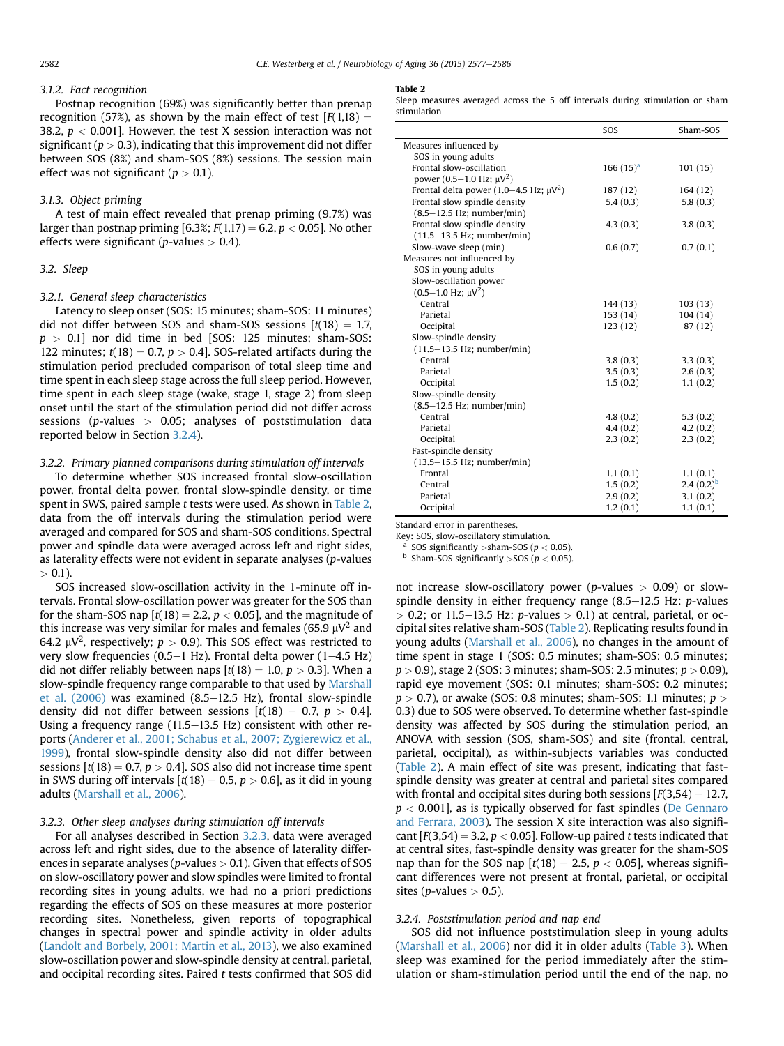#### 3.1.2. Fact recognition

Postnap recognition (69%) was significantly better than prenap recognition (57%), as shown by the main effect of test [$F(1,18) = 38.2$, $p < 0.001$]. However, the test X session interaction was not significant ($p > 0.3$), indicating that this improvement did not differ between SOS (8%) and sham-SOS (8%) sessions. The session main effect was not significant ($p > 0.1$).

#### 3.1.3. Object priming

A test of main effect revealed that prenap priming (9.7%) was larger than postnap priming [6.3%; $F(1,17) = 6.2$, $p < 0.05$]. No other effects were significant ($p$-values $> 0.4$).

### 3.2. Sleep

#### 3.2.1. General sleep characteristics

Latency to sleep onset (SOS: 15 minutes; sham-SOS: 11 minutes) did not differ between SOS and sham-SOS sessions [$t(18) = 1.7$, $p > 0.1$] nor did time in bed [SOS: 125 minutes; sham-SOS: 122 minutes; $t(18) = 0.7$, $p > 0.4$]. SOS-related artifacts during the stimulation period precluded comparison of total sleep time and time spent in each sleep stage across the full sleep period. However, time spent in each sleep stage (wake, stage 1, stage 2) from sleep onset until the start of the stimulation period did not differ across sessions ($p$-values $> 0.05$; analyses of poststimulation data reported below in Section 3.2.4).

#### 3.2.2. Primary planned comparisons during stimulation off intervals

To determine whether SOS increased frontal slow-oscillation power, frontal delta power, frontal slow-spindle density, or time spent in SWS, paired sample t tests were used. As shown in Table 2, data from the off intervals during the stimulation period were averaged and compared for SOS and sham-SOS conditions. Spectral power and spindle data were averaged across left and right sides, as laterality effects were not evident in separate analyses ($p$-values $> 0.1$).

SOS increased slow-oscillation activity in the 1-minute off intervals. Frontal slow-oscillation power was greater for the SOS than for the sham-SOS nap [$t(18) = 2.2$, $p < 0.05$], and the magnitude of this increase was very similar for males and females (65.9 $\mu V^2$ and 64.2 $\mu V^2$, respectively; $p > 0.9$). This SOS effect was restricted to very slow frequencies (0.5–1 Hz). Frontal delta power (1–4.5 Hz) did not differ reliably between naps [$t(18) = 1.0$, $p > 0.3$]. When a slow-spindle frequency range comparable to that used by Marshall et al. (2006) was examined (8.5–12.5 Hz), frontal slow-spindle density did not differ between sessions [$t(18) = 0.7$, $p > 0.4$]. Using a frequency range (11.5–13.5 Hz) consistent with other reports (Anderer et al., 2001; Schabus et al., 2007; Zygierewicz et al., 1999), frontal slow-spindle density also did not differ between sessions [$t(18) = 0.7$, $p > 0.4$]. SOS also did not increase time spent in SWS during off intervals [$t(18) = 0.5$, $p > 0.6$], as it did in young adults (Marshall et al., 2006).

#### 3.2.3. Other sleep analyses during stimulation off intervals

For all analyses described in Section 3.2.3, data were averaged across left and right sides, due to the absence of laterality differences in separate analyses ($p$-values $> 0.1$). Given that effects of SOS on slow-oscillatory power and slow spindles were limited to frontal recording sites in young adults, we had no a priori predictions regarding the effects of SOS on these measures at more posterior recording sites. Nonetheless, given reports of topographical changes in spectral power and spindle activity in older adults (Landolt and Borbely, 2001; Martin et al., 2013), we also examined slow-oscillation power and slow-spindle density at central, parietal, and occipital recording sites. Paired t tests confirmed that SOS did not increase slow-oscillatory power ($p$-values $> 0.09$) or slow-spindle density in either frequency range (8.5–12.5 Hz: $p$-values $> 0.2$; or 11.5–13.5 Hz: $p$-values $> 0.1$) at central, parietal, or occipital sites relative sham-SOS (Table 2). Replicating results found in young adults (Marshall et al., 2006), no changes in the amount of time spent in stage 1 (SOS: 0.5 minutes; sham-SOS: 0.5 minutes; $p > 0.9$), stage 2 (SOS: 3 minutes; sham-SOS: 2.5 minutes; $p > 0.09$), rapid eye movement (SOS: 0.1 minutes; sham-SOS: 0.2 minutes; $p > 0.7$), or awake (SOS: 0.8 minutes; sham-SOS: 1.1 minutes; $p > 0.3$) due to SOS were observed. To determine whether fast-spindle density was affected by SOS during the stimulation period, an ANOVA with session (SOS, sham-SOS) and site (frontal, central, parietal, occipital), as within-subjects variables was conducted (Table 2). A main effect of site was present, indicating that fast-spindle density was greater at central and parietal sites compared with frontal and occipital sites during both sessions [$F(3,54) = 12.7$, $p < 0.001$], as is typically observed for fast spindles (De Gennaro and Ferrara, 2003). The session X site interaction was also significant [$F(3,54) = 3.2$, $p < 0.05$]. Follow-up paired t tests indicated that at central sites, fast-spindle density was greater for the sham-SOS nap than for the SOS nap [$t(18) = 2.5$, $p < 0.05$], whereas significant differences were not present at frontal, parietal, or occipital sites ($p$-values $> 0.5$).

#### 3.2.4. Poststimulation period and nap end

SOS did not influence poststimulation sleep in young adults (Marshall et al., 2006) nor did it in older adults (Table 3). When sleep was examined for the period immediately after the stimulation or sham-stimulation period until the end of the nap, no

**Table 2**
Sleep measures averaged across the 5 off intervals during stimulation or sham stimulation

| | SOS | Sham-SOS |
|---|---|---|
| Measures influenced by SOS in young adults | | |
| Frontal slow-oscillation power (0.5–1.0 Hz; $\mu V^2$) | 166 (15)[a] | 101 (15) |
| Frontal delta power (1.0–4.5 Hz; $\mu V^2$) | 187 (12) | 164 (12) |
| Frontal slow spindle density (8.5–12.5 Hz; number/min) | 5.4 (0.3) | 5.8 (0.3) |
| Frontal slow spindle density (11.5–13.5 Hz; number/min) | 4.3 (0.3) | 3.8 (0.3) |
| Slow-wave sleep (min) | 0.6 (0.7) | 0.7 (0.1) |
| Measures not influenced by SOS in young adults | | |
| Slow-oscillation power (0.5–1.0 Hz; $\mu V^2$) | | |
| Central | 144 (13) | 103 (13) |
| Parietal | 153 (14) | 104 (14) |
| Occipital | 123 (12) | 87 (12) |
| Slow-spindle density (11.5–13.5 Hz; number/min) | | |
| Central | 3.8 (0.3) | 3.3 (0.3) |
| Parietal | 3.5 (0.3) | 2.6 (0.3) |
| Occipital | 1.5 (0.2) | 1.1 (0.2) |
| Slow-spindle density (8.5–12.5 Hz; number/min) | | |
| Central | 4.8 (0.2) | 5.3 (0.2) |
| Parietal | 4.4 (0.2) | 4.2 (0.2) |
| Occipital | 2.3 (0.2) | 2.3 (0.2) |
| Fast-spindle density (13.5–15.5 Hz; number/min) | | |
| Frontal | 1.1 (0.1) | 1.1 (0.1) |
| Central | 1.5 (0.2) | 2.4 (0.2)[b] |
| Parietal | 2.9 (0.2) | 3.1 (0.2) |
| Occipital | 1.2 (0.1) | 1.1 (0.1) |

Standard error in parentheses.
Key: SOS, slow-oscillatory stimulation.
[a] SOS significantly >sham-SOS ($p < 0.05$).
[b] Sham-SOS significantly >SOS ($p < 0.05$).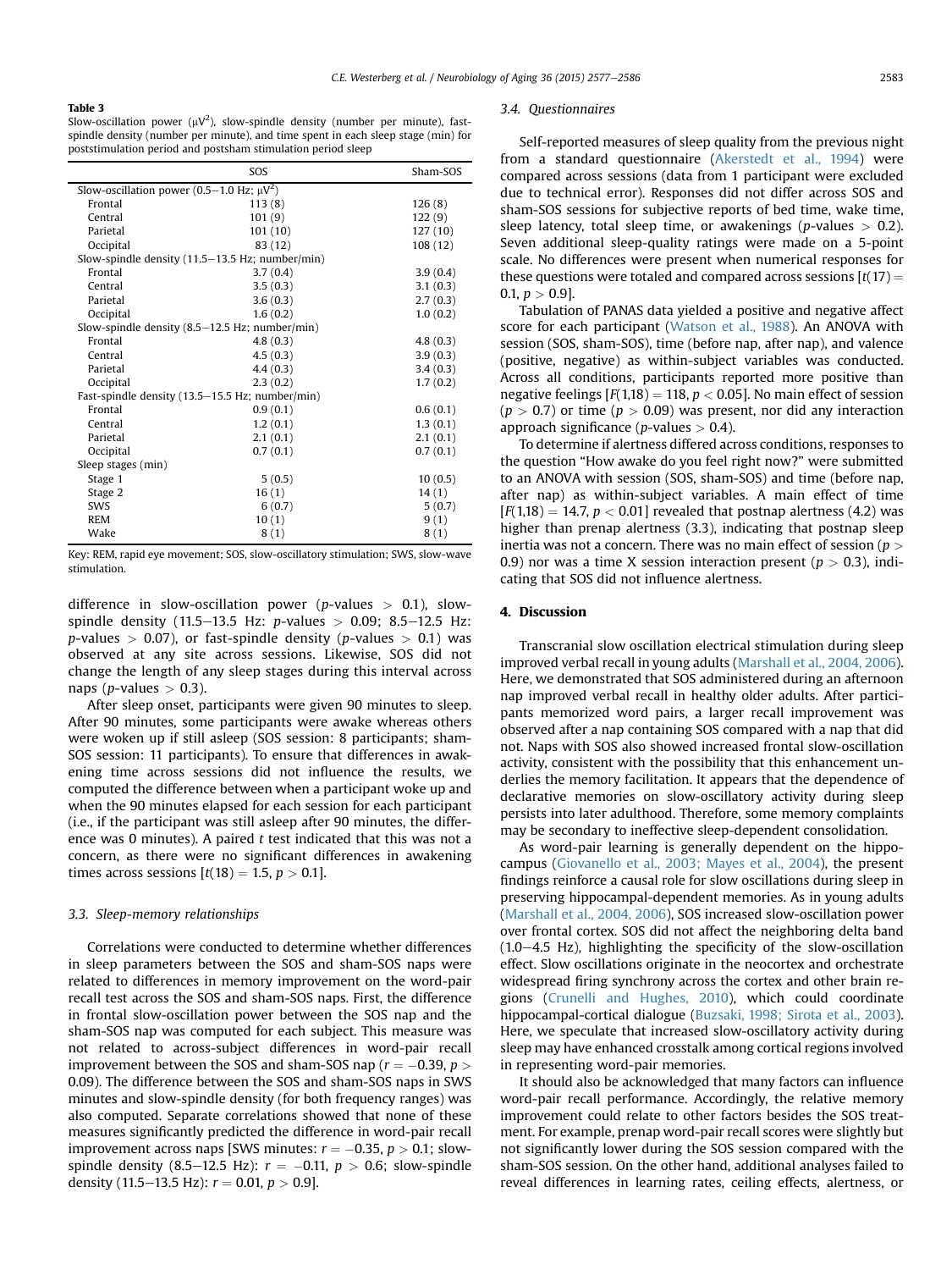**Table 3**
Slow-oscillation power (μV$^2$), slow-spindle density (number per minute), fast-spindle density (number per minute), and time spent in each sleep stage (min) for poststimulation period and postsham stimulation period sleep

| | SOS | Sham-SOS |
|---|---|---|
| Slow-oscillation power (0.5–1.0 Hz; μV$^2$) | | |
| Frontal | 113 (8) | 126 (8) |
| Central | 101 (9) | 122 (9) |
| Parietal | 101 (10) | 127 (10) |
| Occipital | 83 (12) | 108 (12) |
| Slow-spindle density (11.5–13.5 Hz; number/min) | | |
| Frontal | 3.7 (0.4) | 3.9 (0.4) |
| Central | 3.5 (0.3) | 3.1 (0.3) |
| Parietal | 3.6 (0.3) | 2.7 (0.3) |
| Occipital | 1.6 (0.2) | 1.0 (0.2) |
| Slow-spindle density (8.5–12.5 Hz; number/min) | | |
| Frontal | 4.8 (0.3) | 4.8 (0.3) |
| Central | 4.5 (0.3) | 3.9 (0.3) |
| Parietal | 4.4 (0.3) | 3.4 (0.3) |
| Occipital | 2.3 (0.2) | 1.7 (0.2) |
| Fast-spindle density (13.5–15.5 Hz; number/min) | | |
| Frontal | 0.9 (0.1) | 0.6 (0.1) |
| Central | 1.2 (0.1) | 1.3 (0.1) |
| Parietal | 2.1 (0.1) | 2.1 (0.1) |
| Occipital | 0.7 (0.1) | 0.7 (0.1) |
| Sleep stages (min) | | |
| Stage 1 | 5 (0.5) | 10 (0.5) |
| Stage 2 | 16 (1) | 14 (1) |
| SWS | 6 (0.7) | 5 (0.7) |
| REM | 10 (1) | 9 (1) |
| Wake | 8 (1) | 8 (1) |

Key: REM, rapid eye movement; SOS, slow-oscillatory stimulation; SWS, slow-wave stimulation.

difference in slow-oscillation power ($p$-values $> 0.1$), slow-spindle density (11.5–13.5 Hz: $p$-values $> 0.09$; 8.5–12.5 Hz: $p$-values $> 0.07$), or fast-spindle density ($p$-values $> 0.1$) was observed at any site across sessions. Likewise, SOS did not change the length of any sleep stages during this interval across naps ($p$-values $> 0.3$).

After sleep onset, participants were given 90 minutes to sleep. After 90 minutes, some participants were awake whereas others were woken up if still asleep (SOS session: 8 participants; sham-SOS session: 11 participants). To ensure that differences in awakening time across sessions did not influence the results, we computed the difference between when a participant woke up and when the 90 minutes elapsed for each session for each participant (i.e., if the participant was still asleep after 90 minutes, the difference was 0 minutes). A paired $t$ test indicated that this was not a concern, as there were no significant differences in awakening times across sessions [$t(18) = 1.5$, $p > 0.1$].

### 3.3. Sleep-memory relationships

Correlations were conducted to determine whether differences in sleep parameters between the SOS and sham-SOS naps were related to differences in memory improvement on the word-pair recall test across the SOS and sham-SOS naps. First, the difference in frontal slow-oscillation power between the SOS nap and the sham-SOS nap was computed for each subject. This measure was not related to across-subject differences in word-pair recall improvement between the SOS and sham-SOS nap ($r = -0.39$, $p > 0.09$). The difference between the SOS and sham-SOS naps in SWS minutes and slow-spindle density (for both frequency ranges) was also computed. Separate correlations showed that none of these measures significantly predicted the difference in word-pair recall improvement across naps [SWS minutes: $r = -0.35$, $p > 0.1$; slow-spindle density (8.5–12.5 Hz): $r = -0.11$, $p > 0.6$; slow-spindle density (11.5–13.5 Hz): $r = 0.01$, $p > 0.9$].

### 3.4. Questionnaires

Self-reported measures of sleep quality from the previous night from a standard questionnaire (Akerstedt et al., 1994) were compared across sessions (data from 1 participant were excluded due to technical error). Responses did not differ across SOS and sham-SOS sessions for subjective reports of bed time, wake time, sleep latency, total sleep time, or awakenings ($p$-values $> 0.2$). Seven additional sleep-quality ratings were made on a 5-point scale. No differences were present when numerical responses for these questions were totaled and compared across sessions [$t(17) = 0.1$, $p > 0.9$].

Tabulation of PANAS data yielded a positive and negative affect score for each participant (Watson et al., 1988). An ANOVA with session (SOS, sham-SOS), time (before nap, after nap), and valence (positive, negative) as within-subject variables was conducted. Across all conditions, participants reported more positive than negative feelings [$F(1,18) = 118$, $p < 0.05$]. No main effect of session ($p > 0.7$) or time ($p > 0.09$) was present, nor did any interaction approach significance ($p$-values $> 0.4$).

To determine if alertness differed across conditions, responses to the question "How awake do you feel right now?" were submitted to an ANOVA with session (SOS, sham-SOS) and time (before nap, after nap) as within-subject variables. A main effect of time [$F(1,18) = 14.7$, $p < 0.01$] revealed that postnap alertness (4.2) was higher than prenap alertness (3.3), indicating that postnap sleep inertia was not a concern. There was no main effect of session ($p > 0.9$) nor was a time X session interaction present ($p > 0.3$), indicating that SOS did not influence alertness.

## 4. Discussion

Transcranial slow oscillation electrical stimulation during sleep improved verbal recall in young adults (Marshall et al., 2004, 2006). Here, we demonstrated that SOS administered during an afternoon nap improved verbal recall in healthy older adults. After participants memorized word pairs, a larger recall improvement was observed after a nap containing SOS compared with a nap that did not. Naps with SOS also showed increased frontal slow-oscillation activity, consistent with the possibility that this enhancement underlies the memory facilitation. It appears that the dependence of declarative memories on slow-oscillatory activity during sleep persists into later adulthood. Therefore, some memory complaints may be secondary to ineffective sleep-dependent consolidation.

As word-pair learning is generally dependent on the hippocampus (Giovanello et al., 2003; Mayes et al., 2004), the present findings reinforce a causal role for slow oscillations during sleep in preserving hippocampal-dependent memories. As in young adults (Marshall et al., 2004, 2006), SOS increased slow-oscillation power over frontal cortex. SOS did not affect the neighboring delta band (1.0–4.5 Hz), highlighting the specificity of the slow-oscillation effect. Slow oscillations originate in the neocortex and orchestrate widespread firing synchrony across the cortex and other brain regions (Crunelli and Hughes, 2010), which could coordinate hippocampal-cortical dialogue (Buzsaki, 1998; Sirota et al., 2003). Here, we speculate that increased slow-oscillatory activity during sleep may have enhanced crosstalk among cortical regions involved in representing word-pair memories.

It should also be acknowledged that many factors can influence word-pair recall performance. Accordingly, the relative memory improvement could relate to other factors besides the SOS treatment. For example, prenap word-pair recall scores were slightly but not significantly lower during the SOS session compared with the sham-SOS session. On the other hand, additional analyses failed to reveal differences in learning rates, ceiling effects, alertness, or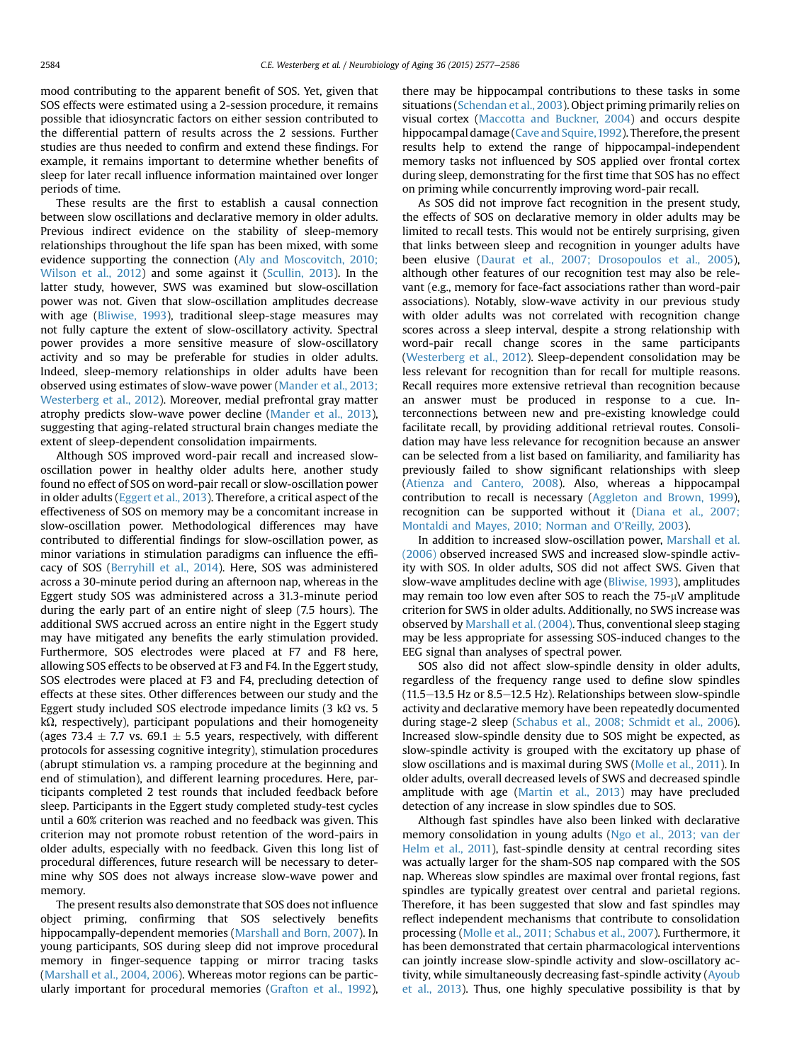mood contributing to the apparent benefit of SOS. Yet, given that SOS effects were estimated using a 2-session procedure, it remains possible that idiosyncratic factors on either session contributed to the differential pattern of results across the 2 sessions. Further studies are thus needed to confirm and extend these findings. For example, it remains important to determine whether benefits of sleep for later recall influence information maintained over longer periods of time.

These results are the first to establish a causal connection between slow oscillations and declarative memory in older adults. Previous indirect evidence on the stability of sleep-memory relationships throughout the life span has been mixed, with some evidence supporting the connection (Aly and Moscovitch, 2010; Wilson et al., 2012) and some against it (Scullin, 2013). In the latter study, however, SWS was examined but slow-oscillation power was not. Given that slow-oscillation amplitudes decrease with age (Bliwise, 1993), traditional sleep-stage measures may not fully capture the extent of slow-oscillatory activity. Spectral power provides a more sensitive measure of slow-oscillatory activity and so may be preferable for studies in older adults. Indeed, sleep-memory relationships in older adults have been observed using estimates of slow-wave power (Mander et al., 2013; Westerberg et al., 2012). Moreover, medial prefrontal gray matter atrophy predicts slow-wave power decline (Mander et al., 2013), suggesting that aging-related structural brain changes mediate the extent of sleep-dependent consolidation impairments.

Although SOS improved word-pair recall and increased slow-oscillation power in healthy older adults here, another study found no effect of SOS on word-pair recall or slow-oscillation power in older adults (Eggert et al., 2013). Therefore, a critical aspect of the effectiveness of SOS on memory may be a concomitant increase in slow-oscillation power. Methodological differences may have contributed to differential findings for slow-oscillation power, as minor variations in stimulation paradigms can influence the efficacy of SOS (Berryhill et al., 2014). Here, SOS was administered across a 30-minute period during an afternoon nap, whereas in the Eggert study SOS was administered across a 31.3-minute period during the early part of an entire night of sleep (7.5 hours). The additional SWS accrued across an entire night in the Eggert study may have mitigated any benefits the early stimulation provided. Furthermore, SOS electrodes were placed at F7 and F8 here, allowing SOS effects to be observed at F3 and F4. In the Eggert study, SOS electrodes were placed at F3 and F4, precluding detection of effects at these sites. Other differences between our study and the Eggert study included SOS electrode impedance limits (3 kΩ vs. 5 kΩ, respectively), participant populations and their homogeneity (ages 73.4 ± 7.7 vs. 69.1 ± 5.5 years, respectively, with different protocols for assessing cognitive integrity), stimulation procedures (abrupt stimulation vs. a ramping procedure at the beginning and end of stimulation), and different learning procedures. Here, participants completed 2 test rounds that included feedback before sleep. Participants in the Eggert study completed study-test cycles until a 60% criterion was reached and no feedback was given. This criterion may not promote robust retention of the word-pairs in older adults, especially with no feedback. Given this long list of procedural differences, future research will be necessary to determine why SOS does not always increase slow-wave power and memory.

The present results also demonstrate that SOS does not influence object priming, confirming that SOS selectively benefits hippocampally-dependent memories (Marshall and Born, 2007). In young participants, SOS during sleep did not improve procedural memory in finger-sequence tapping or mirror tracing tasks (Marshall et al., 2004, 2006). Whereas motor regions can be particularly important for procedural memories (Grafton et al., 1992), there may be hippocampal contributions to these tasks in some situations (Schendan et al., 2003). Object priming primarily relies on visual cortex (Maccotta and Buckner, 2004) and occurs despite hippocampal damage (Cave and Squire, 1992). Therefore, the present results help to extend the range of hippocampal-independent memory tasks not influenced by SOS applied over frontal cortex during sleep, demonstrating for the first time that SOS has no effect on priming while concurrently improving word-pair recall.

As SOS did not improve fact recognition in the present study, the effects of SOS on declarative memory in older adults may be limited to recall tests. This would not be entirely surprising, given that links between sleep and recognition in younger adults have been elusive (Daurat et al., 2007; Drosopoulos et al., 2005), although other features of our recognition test may also be relevant (e.g., memory for face-fact associations rather than word-pair associations). Notably, slow-wave activity in our previous study with older adults was not correlated with recognition change scores across a sleep interval, despite a strong relationship with word-pair recall change scores in the same participants (Westerberg et al., 2012). Sleep-dependent consolidation may be less relevant for recognition than for recall for multiple reasons. Recall requires more extensive retrieval than recognition because an answer must be produced in response to a cue. Interconnections between new and pre-existing knowledge could facilitate recall, by providing additional retrieval routes. Consolidation may have less relevance for recognition because an answer can be selected from a list based on familiarity, and familiarity has previously failed to show significant relationships with sleep (Atienza and Cantero, 2008). Also, whereas a hippocampal contribution to recall is necessary (Aggleton and Brown, 1999), recognition can be supported without it (Diana et al., 2007; Montaldi and Mayes, 2010; Norman and O'Reilly, 2003).

In addition to increased slow-oscillation power, Marshall et al. (2006) observed increased SWS and increased slow-spindle activity with SOS. In older adults, SOS did not affect SWS. Given that slow-wave amplitudes decline with age (Bliwise, 1993), amplitudes may remain too low even after SOS to reach the 75-μV amplitude criterion for SWS in older adults. Additionally, no SWS increase was observed by Marshall et al. (2004). Thus, conventional sleep staging may be less appropriate for assessing SOS-induced changes to the EEG signal than analyses of spectral power.

SOS also did not affect slow-spindle density in older adults, regardless of the frequency range used to define slow spindles (11.5–13.5 Hz or 8.5–12.5 Hz). Relationships between slow-spindle activity and declarative memory have been repeatedly documented during stage-2 sleep (Schabus et al., 2008; Schmidt et al., 2006). Increased slow-spindle density due to SOS might be expected, as slow-spindle activity is grouped with the excitatory up phase of slow oscillations and is maximal during SWS (Molle et al., 2011). In older adults, overall decreased levels of SWS and decreased spindle amplitude with age (Martin et al., 2013) may have precluded detection of any increase in slow spindles due to SOS.

Although fast spindles have also been linked with declarative memory consolidation in young adults (Ngo et al., 2013; van der Helm et al., 2011), fast-spindle density at central recording sites was actually larger for the sham-SOS nap compared with the SOS nap. Whereas slow spindles are maximal over frontal regions, fast spindles are typically greatest over central and parietal regions. Therefore, it has been suggested that slow and fast spindles may reflect independent mechanisms that contribute to consolidation processing (Molle et al., 2011; Schabus et al., 2007). Furthermore, it has been demonstrated that certain pharmacological interventions can jointly increase slow-spindle activity and slow-oscillatory activity, while simultaneously decreasing fast-spindle activity (Ayoub et al., 2013). Thus, one highly speculative possibility is that by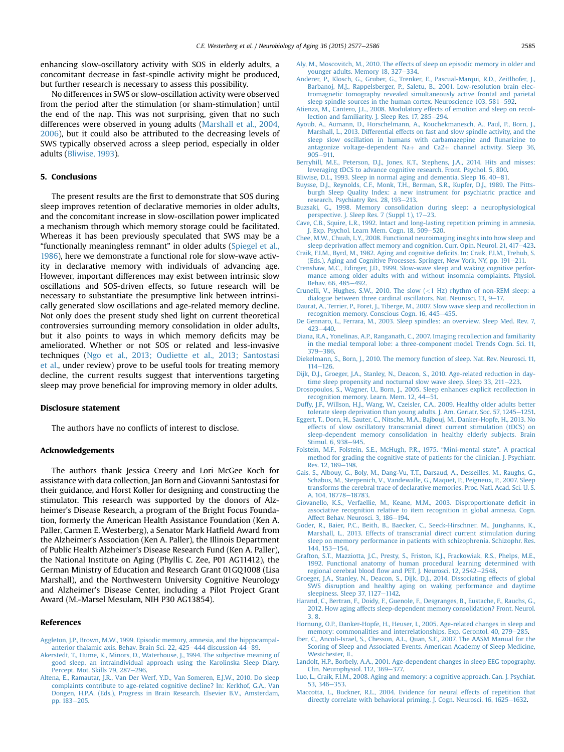enhancing slow-oscillatory activity with SOS in elderly adults, a concomitant decrease in fast-spindle activity might be produced, but further research is necessary to assess this possibility.

No differences in SWS or slow-oscillation activity were observed from the period after the stimulation (or sham-stimulation) until the end of the nap. This was not surprising, given that no such differences were observed in young adults (Marshall et al., 2004, 2006), but it could also be attributed to the decreasing levels of SWS typically observed across a sleep period, especially in older adults (Bliwise, 1993).

## 5. Conclusions

The present results are the first to demonstrate that SOS during sleep improves retention of declarative memories in older adults, and the concomitant increase in slow-oscillation power implicated a mechanism through which memory storage could be facilitated. Whereas it has been previously speculated that SWS may be a "functionally meaningless remnant" in older adults (Spiegel et al., 1986), here we demonstrate a functional role for slow-wave activity in declarative memory with individuals of advancing age. However, important differences may exist between intrinsic slow oscillations and SOS-driven effects, so future research will be necessary to substantiate the presumptive link between intrinsically generated slow oscillations and age-related memory decline. Not only does the present study shed light on current theoretical controversies surrounding memory consolidation in older adults, but it also points to ways in which memory deficits may be ameliorated. Whether or not SOS or related and less-invasive techniques (Ngo et al., 2013; Oudiette et al., 2013; Santostasi et al., under review) prove to be useful tools for treating memory decline, the current results suggest that interventions targeting sleep may prove beneficial for improving memory in older adults.

## Disclosure statement

The authors have no conflicts of interest to disclose.

## Acknowledgements

The authors thank Jessica Creery and Lori McGee Koch for assistance with data collection, Jan Born and Giovanni Santostasi for their guidance, and Horst Koller for designing and constructing the stimulator. This research was supported by the donors of Alzheimer's Disease Research, a program of the Bright Focus Foundation, formerly the American Health Assistance Foundation (Ken A. Paller, Carmen E. Westerberg), a Senator Mark Hatfield Award from the Alzheimer's Association (Ken A. Paller), the Illinois Department of Public Health Alzheimer's Disease Research Fund (Ken A. Paller), the National Institute on Aging (Phyllis C. Zee, P01 AG11412), the German Ministry of Education and Research Grant 01GQ1008 (Lisa Marshall), and the Northwestern University Cognitive Neurology and Alzheimer's Disease Center, including a Pilot Project Grant Award (M.-Marsel Mesulam, NIH P30 AG13854).

## References

Aggleton, J.P., Brown, M.W., 1999. Episodic memory, amnesia, and the hippocampal-anterior thalamic axis. Behav. Brain Sci. 22, 425–444 discussion 44–89.

Akerstedt, T., Hume, K., Minors, D., Waterhouse, J., 1994. The subjective meaning of good sleep, an intraindividual approach using the Karolinska Sleep Diary. Percept. Mot. Skills 79, 287–296.

Altena, E., Ramautar, J.R., Van Der Werf, Y.D., Van Someren, E.J.W., 2010. Do sleep complaints contribute to age-related cognitive decline? In: Kerkhof, G.A., Van Dongen, H.P.A. (Eds.), Progress in Brain Research. Elsevier B.V., Amsterdam, pp. 183–205.

Aly, M., Moscovitch, M., 2010. The effects of sleep on episodic memory in older and younger adults. Memory 18, 327–334.

Anderer, P., Klosch, G., Gruber, G., Trenker, E., Pascual-Marqui, R.D., Zeitlhofer, J., Barbanoj, M.J., Rappelsberger, P., Saletu, B., 2001. Low-resolution brain electromagnetic tomography revealed simultaneously active frontal and parietal sleep spindle sources in the human cortex. Neuroscience 103, 581–592.

Atienza, M., Cantero, J.L., 2008. Modulatory effects of emotion and sleep on recollection and familiarity. J. Sleep Res. 17, 285–294.

Ayoub, A., Aumann, D., Horschelmann, A., Kouchekmanesch, A., Paul, P., Born, J., Marshall, L., 2013. Differential effects on fast and slow spindle activity, and the sleep slow oscillation in humans with carbamazepine and flunarizine to antagonize voltage-dependent Na+ and Ca2+ channel activity. Sleep 36, 905–911.

Berryhill, M.E., Peterson, D.J., Jones, K.T., Stephens, J.A., 2014. Hits and misses: leveraging tDCS to advance cognitive research. Front. Psychol. 5, 800.

Bliwise, D.L., 1993. Sleep in normal aging and dementia. Sleep 16, 40–81.

Buysse, D.J., Reynolds, C.F., Monk, T.H., Berman, S.R., Kupfer, D.J., 1989. The Pittsburgh Sleep Quality Index: a new instrument for psychiatric practice and research. Psychiatry Res. 28, 193–213.

Buzsaki, G., 1998. Memory consolidation during sleep: a neurophysiological perspective. J. Sleep Res. 7 (Suppl 1), 17–23.

Cave, C.B., Squire, L.R., 1992. Intact and long-lasting repetition priming in amnesia. J. Exp. Psychol. Learn Mem. Cogn. 18, 509–520.

Chee, M.W., Chuah, L.Y., 2008. Functional neuroimaging insights into how sleep and sleep deprivation affect memory and cognition. Curr. Opin. Neurol. 21, 417–423.

Craik, F.I.M., Byrd, M., 1982. Aging and cognitive deficits. In: Craik, F.I.M., Trehub, S. (Eds.), Aging and Cognitive Processes. Springer, New York, NY, pp. 191–211.

Crenshaw, M.C., Edinger, J.D., 1999. Slow-wave sleep and waking cognitive performance among older adults with and without insomnia complaints. Physiol. Behav. 66, 485–492.

Crunelli, V., Hughes, S.W., 2010. The slow (<1 Hz) rhythm of non-REM sleep: a dialogue between three cardinal oscillators. Nat. Neurosci. 13, 9–17.

Daurat, A., Terrier, P., Foret, J., Tiberge, M., 2007. Slow wave sleep and recollection in recognition memory. Conscious Cogn. 16, 445–455.

De Gennaro, L., Ferrara, M., 2003. Sleep spindles: an overview. Sleep Med. Rev. 7, 423–440.

Diana, R.A., Yonelinas, A.P., Ranganath, C., 2007. Imaging recollection and familiarity in the medial temporal lobe: a three-component model. Trends Cogn. Sci. 11, 379–386.

Diekelmann, S., Born, J., 2010. The memory function of sleep. Nat. Rev. Neurosci. 11, 114–126.

Dijk, D.J., Groeger, J.A., Stanley, N., Deacon, S., 2010. Age-related reduction in daytime sleep propensity and nocturnal slow wave sleep. Sleep 33, 211–223.

Drosopoulos, S., Wagner, U., Born, J., 2005. Sleep enhances explicit recollection in recognition memory. Learn. Mem. 12, 44–51.

Duffy, J.F., Willson, H.J., Wang, W., Czeisler, C.A., 2009. Healthy older adults better tolerate sleep deprivation than young adults. J. Am. Geriatr. Soc. 57, 1245–1251.

Eggert, T., Dorn, H., Sauter, C., Nitsche, M.A., Bajbouj, M., Danker-Hopfe, H., 2013. No effects of slow oscillatory transcranial direct current stimulation (tDCS) on sleep-dependent memory consolidation in healthy elderly subjects. Brain Stimul. 6, 938–945.

Folstein, M.F., Folstein, S.E., McHugh, P.R., 1975. "Mini-mental state". A practical method for grading the cognitive state of patients for the clinician. J. Psychiatr. Res. 12, 189–198.

Gais, S., Albouy, G., Boly, M., Dang-Vu, T.T., Darsaud, A., Desseilles, M., Raughs, G., Schabus, M., Sterpenich, V., Vandewalle, G., Maquet, P., Peigneux, P., 2007. Sleep transforms the cerebral trace of declarative memories. Proc. Natl. Acad. Sci. U. S. A. 104, 18778–18783.

Giovanello, K.S., Verfaellie, M., Keane, M.M., 2003. Disproportionate deficit in associative recognition relative to item recognition in global amnesia. Cogn. Affect Behav. Neurosci. 3, 186–194.

Goder, R., Baier, P.C., Beith, B., Baecker, C., Seeck-Hirschner, M., Junghanns, K., Marshall, L., 2013. Effects of transcranial direct current stimulation during sleep on memory performance in patients with schizophrenia. Schizophr. Res. 144, 153–154.

Grafton, S.T., Mazziotta, J.C., Presty, S., Friston, K.J., Frackowiak, R.S., Phelps, M.E., 1992. Functional anatomy of human procedural learning determined with regional cerebral blood flow and PET. J. Neurosci. 12, 2542–2548.

Groeger, J.A., Stanley, N., Deacon, S., Dijk, D.J., 2014. Dissociating effects of global SWS disruption and healthy aging on waking performance and daytime sleepiness. Sleep 37, 1127–1142.

Harand, C., Bertran, F., Doidy, F., Guenole, F., Desgranges, B., Eustache, F., Rauchs, G., 2012. How aging affects sleep-dependent memory consolidation? Front. Neurol. 3, 8.

Hornung, O.P., Danker-Hopfe, H., Heuser, I., 2005. Age-related changes in sleep and memory: commonalities and interrelationships. Exp. Gerontol. 40, 279–285.

Iber, C., Ancoli-Israel, S., Chesson, A.L., Quan, S.F., 2007. The AASM Manual for the Scoring of Sleep and Associated Events. American Academy of Sleep Medicine, Westchester, IL.

Landolt, H.P., Borbely, A.A., 2001. Age-dependent changes in sleep EEG topography. Clin. Neurophysiol. 112, 369–377.

Luo, L., Craik, F.I.M., 2008. Aging and memory: a cognitive approach. Can. J. Psychiat. 53, 346–353.

Maccotta, L., Buckner, R.L., 2004. Evidence for neural effects of repetition that directly correlate with behavioral priming. J. Cogn. Neurosci. 16, 1625–1632.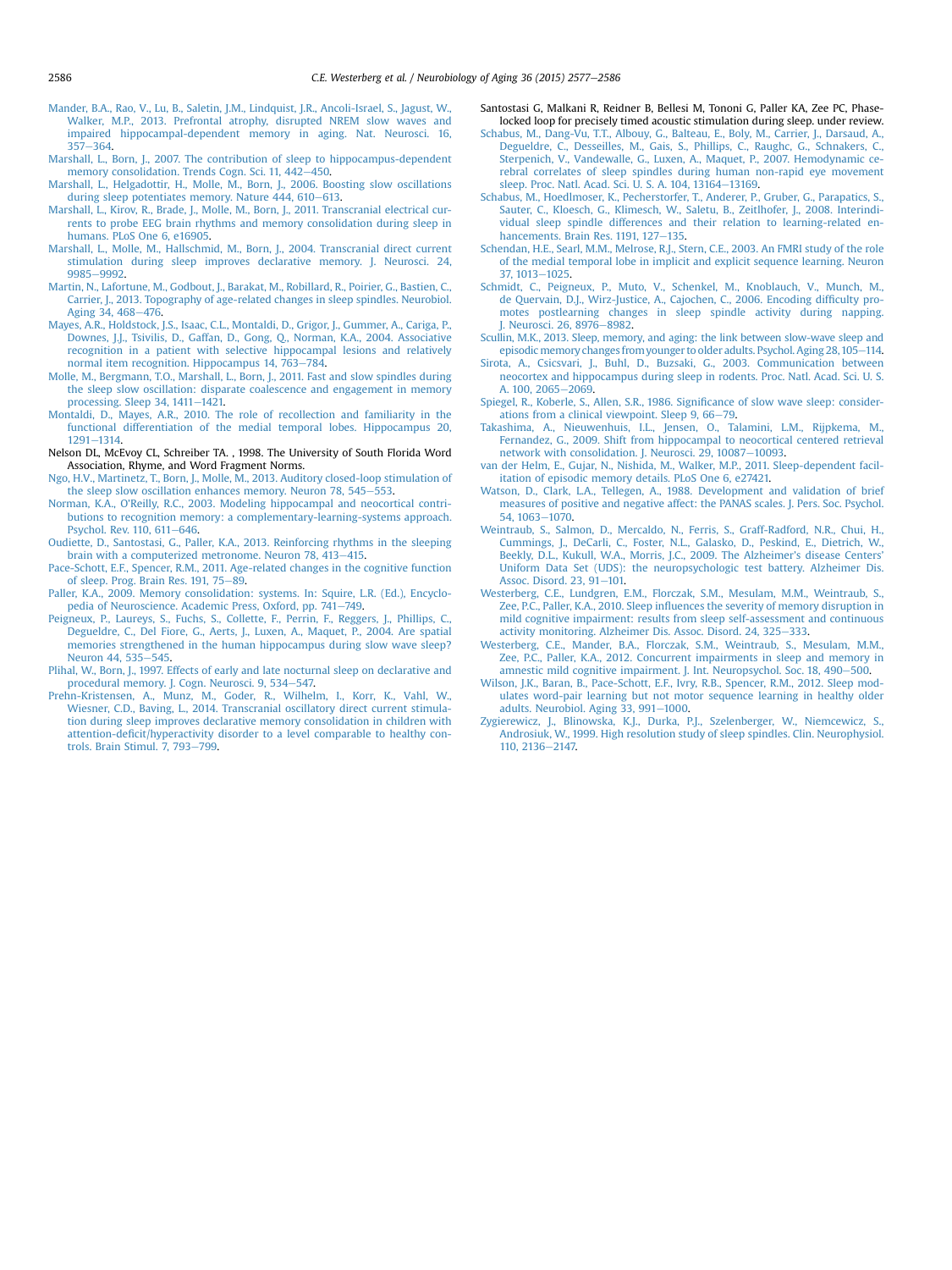Mander, B.A., Rao, V., Lu, B., Saletin, J.M., Lindquist, J.R., Ancoli-Israel, S., Jagust, W., Walker, M.P., 2013. Prefrontal atrophy, disrupted NREM slow waves and impaired hippocampal-dependent memory in aging. Nat. Neurosci. 16, 357–364.

Marshall, L., Born, J., 2007. The contribution of sleep to hippocampus-dependent memory consolidation. Trends Cogn. Sci. 11, 442–450.

Marshall, L., Helgadottir, H., Molle, M., Born, J., 2006. Boosting slow oscillations during sleep potentiates memory. Nature 444, 610–613.

Marshall, L., Kirov, R., Brade, J., Molle, M., Born, J., 2011. Transcranial electrical currents to probe EEG brain rhythms and memory consolidation during sleep in humans. PLoS One 6, e16905.

Marshall, L., Molle, M., Hallschmid, M., Born, J., 2004. Transcranial direct current stimulation during sleep improves declarative memory. J. Neurosci. 24, 9985–9992.

Martin, N., Lafortune, M., Godbout, J., Barakat, M., Robillard, R., Poirier, G., Bastien, C., Carrier, J., 2013. Topography of age-related changes in sleep spindles. Neurobiol. Aging 34, 468–476.

Mayes, A.R., Holdstock, J.S., Isaac, C.L., Montaldi, D., Grigor, J., Gummer, A., Cariga, P., Downes, J.J., Tsivilis, D., Gaffan, D., Gong, Q., Norman, K.A., 2004. Associative recognition in a patient with selective hippocampal lesions and relatively normal item recognition. Hippocampus 14, 763–784.

Molle, M., Bergmann, T.O., Marshall, L., Born, J., 2011. Fast and slow spindles during the sleep slow oscillation: disparate coalescence and engagement in memory processing. Sleep 34, 1411–1421.

Montaldi, D., Mayes, A.R., 2010. The role of recollection and familiarity in the functional differentiation of the medial temporal lobes. Hippocampus 20, 1291–1314.

Nelson DL, McEvoy CL, Schreiber TA. , 1998. The University of South Florida Word Association, Rhyme, and Word Fragment Norms.

Ngo, H.V., Martinetz, T., Born, J., Molle, M., 2013. Auditory closed-loop stimulation of the sleep slow oscillation enhances memory. Neuron 78, 545–553.

Norman, K.A., O'Reilly, R.C., 2003. Modeling hippocampal and neocortical contributions to recognition memory: a complementary-learning-systems approach. Psychol. Rev. 110, 611–646.

Oudiette, D., Santostasi, G., Paller, K.A., 2013. Reinforcing rhythms in the sleeping brain with a computerized metronome. Neuron 78, 413–415.

Pace-Schott, E.F., Spencer, R.M., 2011. Age-related changes in the cognitive function of sleep. Prog. Brain Res. 191, 75–89.

Paller, K.A., 2009. Memory consolidation: systems. In: Squire, L.R. (Ed.), Encyclopedia of Neuroscience. Academic Press, Oxford, pp. 741–749.

Peigneux, P., Laureys, S., Fuchs, S., Collette, F., Perrin, F., Reggers, J., Phillips, C., Degueldre, C., Del Fiore, G., Aerts, J., Luxen, A., Maquet, P., 2004. Are spatial memories strengthened in the human hippocampus during slow wave sleep? Neuron 44, 535–545.

Plihal, W., Born, J., 1997. Effects of early and late nocturnal sleep on declarative and procedural memory. J. Cogn. Neurosci. 9, 534–547.

Prehn-Kristensen, A., Munz, M., Goder, R., Wilhelm, I., Korr, K., Vahl, W., Wiesner, C.D., Baving, L., 2014. Transcranial oscillatory direct current stimulation during sleep improves declarative memory consolidation in children with attention-deficit/hyperactivity disorder to a level comparable to healthy controls. Brain Stimul. 7, 793–799.

Santostasi G, Malkani R, Reidner B, Bellesi M, Tononi G, Paller KA, Zee PC, Phase-locked loop for precisely timed acoustic stimulation during sleep. under review.

Schabus, M., Dang-Vu, T.T., Albouy, G., Balteau, E., Boly, M., Carrier, J., Darsaud, A., Degueldre, C., Desseilles, M., Gais, S., Phillips, C., Raughc, G., Schnakers, C., Sterpenich, V., Vandewalle, G., Luxen, A., Maquet, P., 2007. Hemodynamic cerebral correlates of sleep spindles during human non-rapid eye movement sleep. Proc. Natl. Acad. Sci. U. S. A. 104, 13164–13169.

Schabus, M., Hoedlmoser, K., Pecherstorfer, T., Anderer, P., Gruber, G., Parapatics, S., Sauter, C., Kloesch, G., Klimesch, W., Saletu, B., Zeitlhofer, J., 2008. Interindividual sleep spindle differences and their relation to learning-related enhancements. Brain Res. 1191, 127–135.

Schendan, H.E., Searl, M.M., Melrose, R.J., Stern, C.E., 2003. An FMRI study of the role of the medial temporal lobe in implicit and explicit sequence learning. Neuron 37, 1013–1025.

Schmidt, C., Peigneux, P., Muto, V., Schenkel, M., Knoblauch, V., Munch, M., de Quervain, D.J., Wirz-Justice, A., Cajochen, C., 2006. Encoding difficulty promotes postlearning changes in sleep spindle activity during napping. J. Neurosci. 26, 8976–8982.

Scullin, M.K., 2013. Sleep, memory, and aging: the link between slow-wave sleep and episodic memory changes from younger to older adults. Psychol. Aging 28, 105–114.

Sirota, A., Csicsvari, J., Buhl, D., Buzsaki, G., 2003. Communication between neocortex and hippocampus during sleep in rodents. Proc. Natl. Acad. Sci. U. S. A. 100, 2065–2069.

Spiegel, R., Koberle, S., Allen, S.R., 1986. Significance of slow wave sleep: considerations from a clinical viewpoint. Sleep 9, 66–79.

Takashima, A., Nieuwenhuis, I.L., Jensen, O., Talamini, L.M., Rijpkema, M., Fernandez, G., 2009. Shift from hippocampal to neocortical centered retrieval network with consolidation. J. Neurosci. 29, 10087–10093.

van der Helm, E., Gujar, N., Nishida, M., Walker, M.P., 2011. Sleep-dependent facilitation of episodic memory details. PLoS One 6, e27421.

Watson, D., Clark, L.A., Tellegen, A., 1988. Development and validation of brief measures of positive and negative affect: the PANAS scales. J. Pers. Soc. Psychol. 54, 1063–1070.

Weintraub, S., Salmon, D., Mercaldo, N., Ferris, S., Graff-Radford, N.R., Chui, H., Cummings, J., DeCarli, C., Foster, N.L., Galasko, D., Peskind, E., Dietrich, W., Beekly, D.L., Kukull, W.A., Morris, J.C., 2009. The Alzheimer's disease Centers' Uniform Data Set (UDS): the neuropsychologic test battery. Alzheimer Dis. Assoc. Disord. 23, 91–101.

Westerberg, C.E., Lundgren, E.M., Florczak, S.M., Mesulam, M.M., Weintraub, S., Zee, P.C., Paller, K.A., 2010. Sleep influences the severity of memory disruption in mild cognitive impairment: results from sleep self-assessment and continuous activity monitoring. Alzheimer Dis. Assoc. Disord. 24, 325–333.

Westerberg, C.E., Mander, B.A., Florczak, S.M., Weintraub, S., Mesulam, M.M., Zee, P.C., Paller, K.A., 2012. Concurrent impairments in sleep and memory in amnestic mild cognitive impairment. J. Int. Neuropsychol. Soc. 18, 490–500.

Wilson, J.K., Baran, B., Pace-Schott, E.F., Ivry, R.B., Spencer, R.M., 2012. Sleep modulates word-pair learning but not motor sequence learning in healthy older adults. Neurobiol. Aging 33, 991–1000.

Zygierewicz, J., Blinowska, K.J., Durka, P.J., Szelenberger, W., Niemcewicz, S., Androsiuk, W., 1999. High resolution study of sleep spindles. Clin. Neurophysiol. 110, 2136–2147.